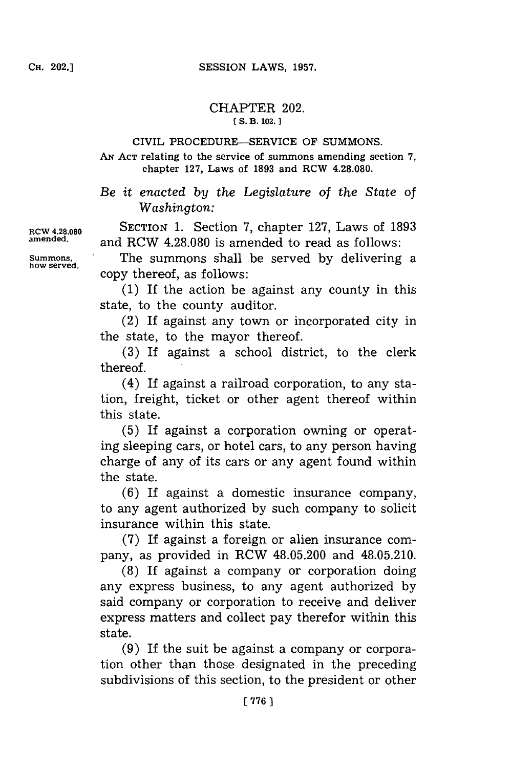# CHAPTER 202.

[S. B. 102.]

## CIVIL PROCEDURE—SERVICE OF SUMMONS.

AN ACT relating to the service of summons amending section 7, chapter 127, Laws of 1893 and RCW 4.28.080.

*Be it enacted by the Legislature of the State of Washington:*

RCW 4.28.080 amended.

SECTION 1. Section 7, chapter 127, Laws of 1893 and RCW 4.28.080 is amended to read as follows:

Summons, how served.

The summons shall be served by delivering a copy thereof, as follows:

(1) If the action be against any county in this state, to the county auditor.

(2) If against any town or incorporated city in the state, to the mayor thereof.

(3) If against a school district, to the clerk thereof.

(4) If against a railroad corporation, to any station, freight, ticket or other agent thereof within this state.

(5) If against a corporation owning or operating sleeping cars, or hotel cars, to any person having charge of any of its cars or any agent found within the state.

(6) If against a domestic insurance company, to any agent authorized by such company to solicit insurance within this state.

(7) If against a foreign or alien insurance company, as provided in RCW 48.05.200 and 48.05.210.

(8) If against a company or corporation doing any express business, to any agent authorized by said company or corporation to receive and deliver express matters and collect pay therefor within this state.

(9) If the suit be against a company or corporation other than those designated in the preceding subdivisions of this section, to the president or other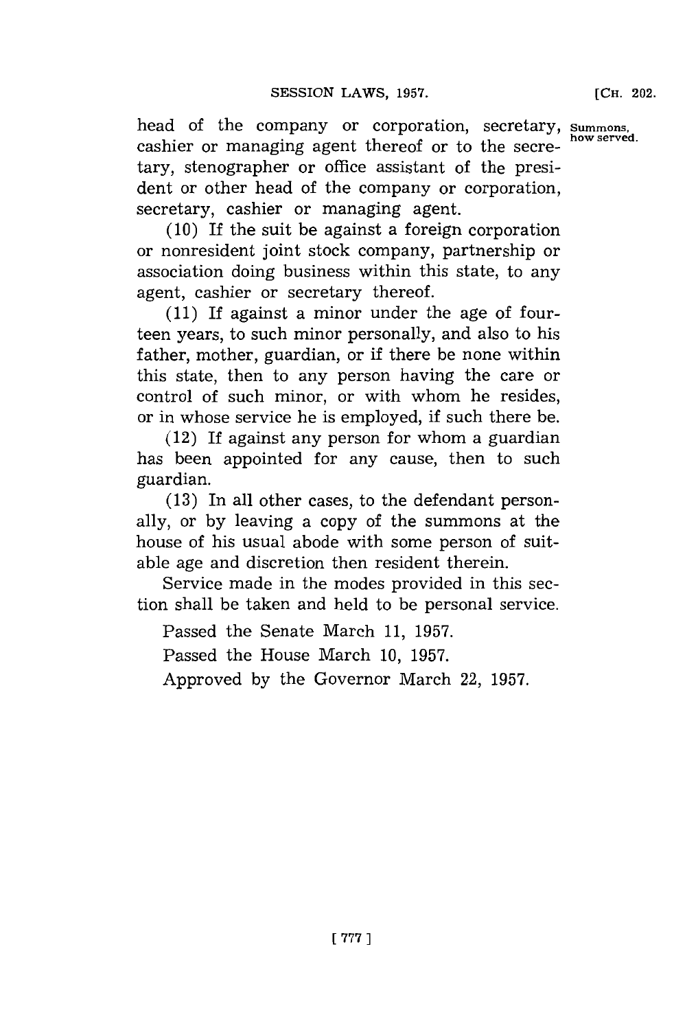head of the company or corporation, secretary, cashier or managing agent thereof or to the secretary, stenographer or office assistant of the president or other head of the company or corporation, secretary, cashier or managing agent.

Summons, how served.

(10) If the suit be against a foreign corporation or nonresident joint stock company, partnership or association doing business within this state, to any agent, cashier or secretary thereof.

(11) If against a minor under the age of fourteen years, to such minor personally, and also to his father, mother, guardian, or if there be none within this state, then to any person having the care or control of such minor, or with whom he resides, or in whose service he is employed, if such there be.

(12) If against any person for whom a guardian has been appointed for any cause, then to such guardian.

(13) In all other cases, to the defendant personally, or by leaving a copy of the summons at the house of his usual abode with some person of suitable age and discretion then resident therein.

Service made in the modes provided in this section shall be taken and held to be personal service.

Passed the Senate March 11, 1957.

Passed the House March 10, 1957.

Approved by the Governor March 22, 1957.